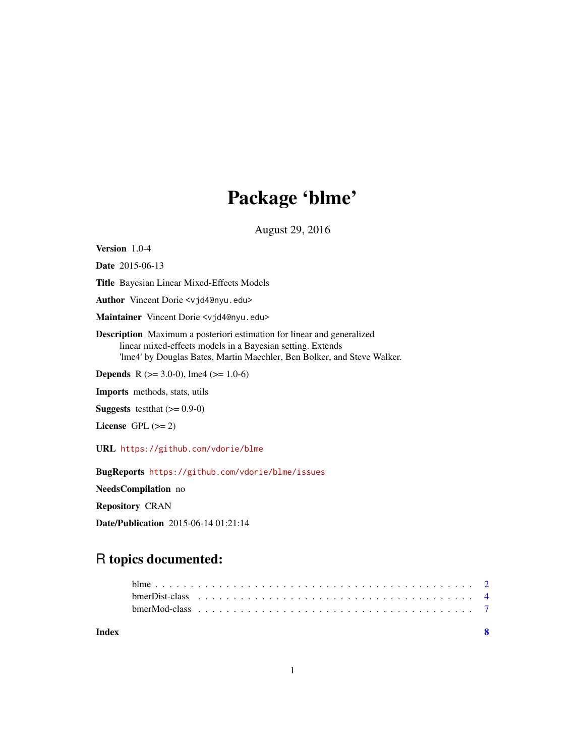# Package 'blme'

August 29, 2016

**Version** 1.0-4

**Date** 2015-06-13

**Title** Bayesian Linear Mixed-Effects Models

**Author** Vincent Dorie <vjd4@nyu.edu>

**Maintainer** Vincent Dorie <vjd4@nyu.edu>

**Description** Maximum a posteriori estimation for linear and generalized linear mixed-effects models in a Bayesian setting. Extends 'lme4' by Douglas Bates, Martin Maechler, Ben Bolker, and Steve Walker.

**Depends** R (>= 3.0-0), lme4 (>= 1.0-6)

**Imports** methods, stats, utils

**Suggests** testthat (>= 0.9-0)

**License** GPL (>= 2)

**URL** https://github.com/vdorie/blme

**BugReports** https://github.com/vdorie/blme/issues

**NeedsCompilation** no

**Repository** CRAN

**Date/Publication** 2015-06-14 01:21:14

## R topics documented:

| | |
|---|---|
| blme | 2 |
| bmerDist-class | 4 |
| bmerMod-class | 7 |
| **Index** | **8** |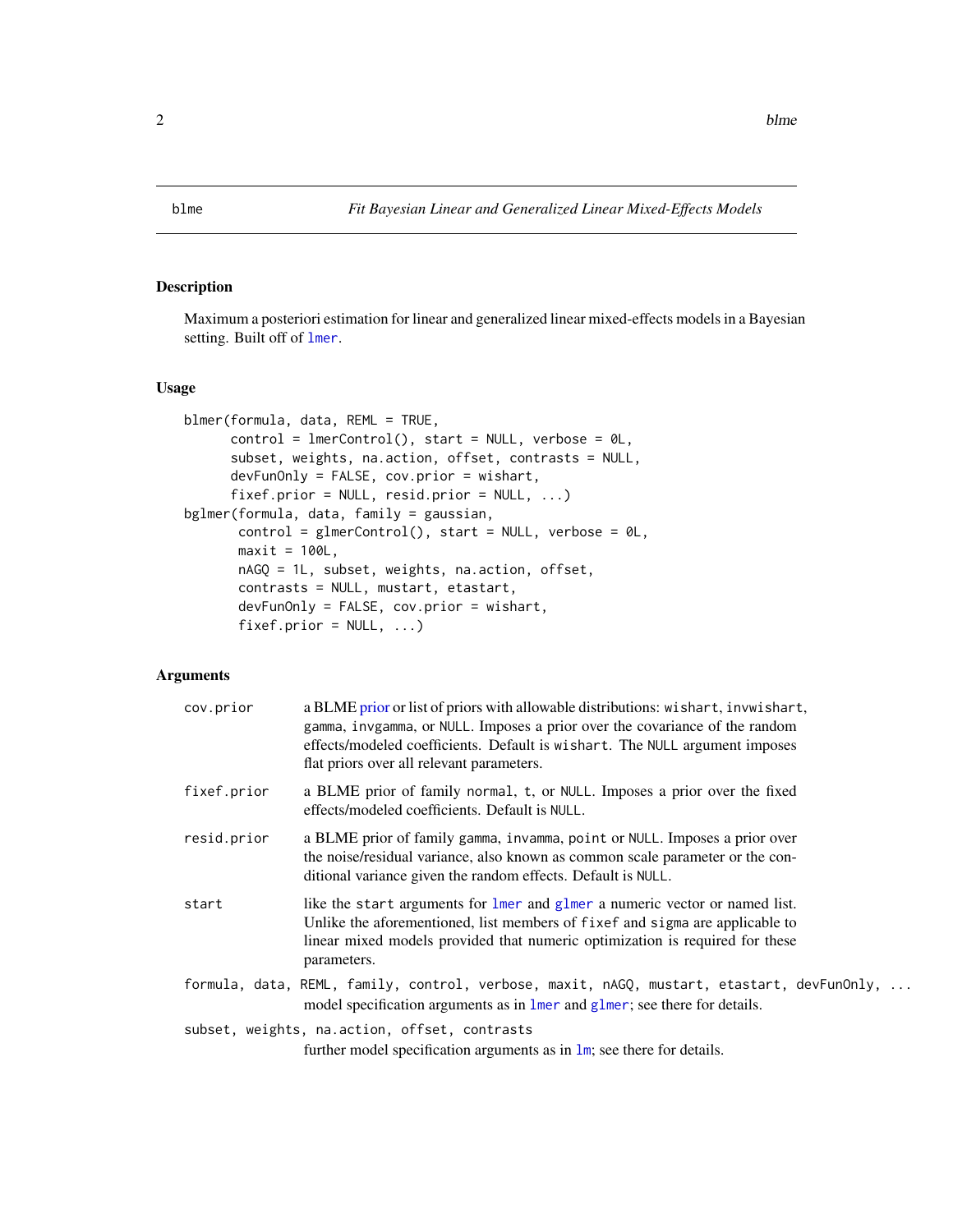# blme — Fit Bayesian Linear and Generalized Linear Mixed-Effects Models

## Description

Maximum a posteriori estimation for linear and generalized linear mixed-effects models in a Bayesian setting. Built off of lmer.

## Usage

```
blmer(formula, data, REML = TRUE,
      control = lmerControl(), start = NULL, verbose = 0L,
      subset, weights, na.action, offset, contrasts = NULL,
      devFunOnly = FALSE, cov.prior = wishart,
      fixef.prior = NULL, resid.prior = NULL, ...)
bglmer(formula, data, family = gaussian,
       control = glmerControl(), start = NULL, verbose = 0L,
       maxit = 100L,
       nAGQ = 1L, subset, weights, na.action, offset,
       contrasts = NULL, mustart, etastart,
       devFunOnly = FALSE, cov.prior = wishart,
       fixef.prior = NULL, ...)
```

## Arguments

| Argument | Description |
|---|---|
| `cov.prior` | a BLME prior or list of priors with allowable distributions: `wishart`, `invwishart`, `gamma`, `invgamma`, or `NULL`. Imposes a prior over the covariance of the random effects/modeled coefficients. Default is `wishart`. The `NULL` argument imposes flat priors over all relevant parameters. |
| `fixef.prior` | a BLME prior of family `normal`, `t`, or `NULL`. Imposes a prior over the fixed effects/modeled coefficients. Default is `NULL`. |
| `resid.prior` | a BLME prior of family `gamma`, `invamma`, `point` or `NULL`. Imposes a prior over the noise/residual variance, also known as common scale parameter or the conditional variance given the random effects. Default is `NULL`. |
| `start` | like the `start` arguments for lmer and glmer a numeric vector or named list. Unlike the aforementioned, list members of `fixef` and `sigma` are applicable to linear mixed models provided that numeric optimization is required for these parameters. |
| `formula, data, REML, family, control, verbose, maxit, nAGQ, mustart, etastart, devFunOnly, ...` | model specification arguments as in lmer and glmer; see there for details. |
| `subset, weights, na.action, offset, contrasts` | further model specification arguments as in lm; see there for details. |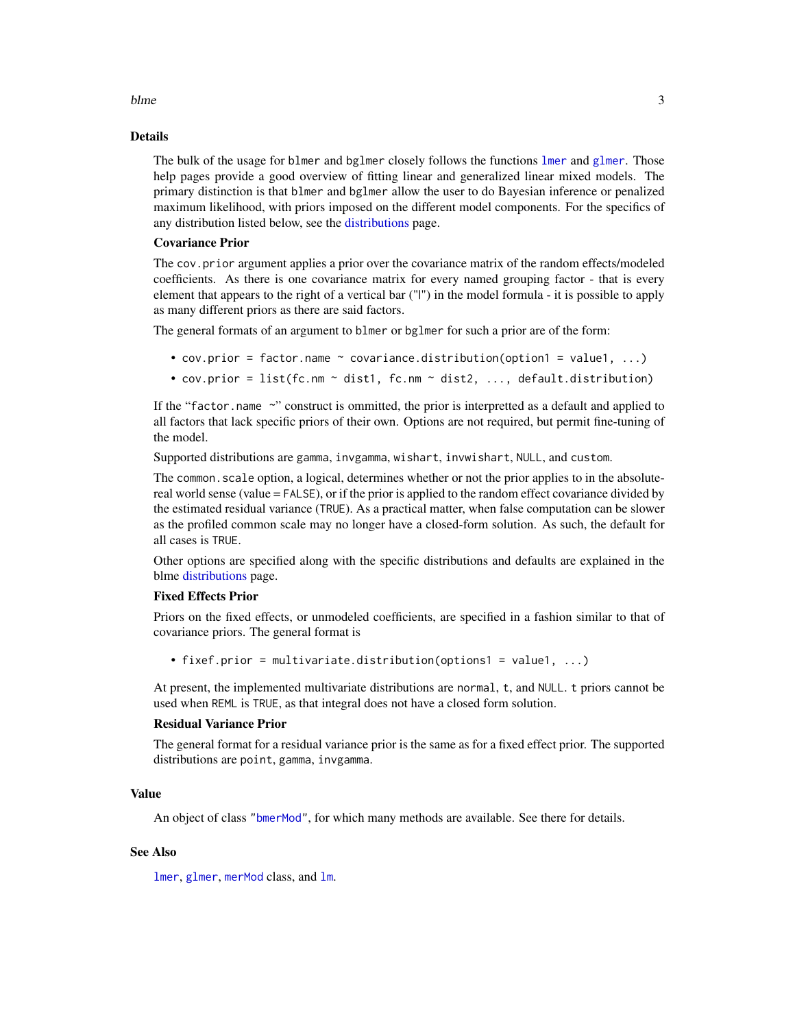## Details

The bulk of the usage for `blmer` and `bglmer` closely follows the functions `lmer` and `glmer`. Those help pages provide a good overview of fitting linear and generalized linear mixed models. The primary distinction is that `blmer` and `bglmer` allow the user to do Bayesian inference or penalized maximum likelihood, with priors imposed on the different model components. For the specifics of any distribution listed below, see the distributions page.

### Covariance Prior

The `cov.prior` argument applies a prior over the covariance matrix of the random effects/modeled coefficients. As there is one covariance matrix for every named grouping factor - that is every element that appears to the right of a vertical bar ("|") in the model formula - it is possible to apply as many different priors as there are said factors.

The general formats of an argument to `blmer` or `bglmer` for such a prior are of the form:

- `cov.prior = factor.name ~ covariance.distribution(option1 = value1, ...)`
- `cov.prior = list(fc.nm ~ dist1, fc.nm ~ dist2, ..., default.distribution)`

If the "`factor.name ~`" construct is ommitted, the prior is interpretted as a default and applied to all factors that lack specific priors of their own. Options are not required, but permit fine-tuning of the model.

Supported distributions are `gamma`, `invgamma`, `wishart`, `invwishart`, `NULL`, and `custom`.

The `common.scale` option, a logical, determines whether or not the prior applies to in the absolute-real world sense (value = `FALSE`), or if the prior is applied to the random effect covariance divided by the estimated residual variance (`TRUE`). As a practical matter, when false computation can be slower as the profiled common scale may no longer have a closed-form solution. As such, the default for all cases is `TRUE`.

Other options are specified along with the specific distributions and defaults are explained in the blme distributions page.

### Fixed Effects Prior

Priors on the fixed effects, or unmodeled coefficients, are specified in a fashion similar to that of covariance priors. The general format is

- `fixef.prior = multivariate.distribution(options1 = value1, ...)`

At present, the implemented multivariate distributions are `normal`, `t`, and `NULL`. `t` priors cannot be used when `REML` is `TRUE`, as that integral does not have a closed form solution.

### Residual Variance Prior

The general format for a residual variance prior is the same as for a fixed effect prior. The supported distributions are `point`, `gamma`, `invgamma`.

## Value

An object of class "`bmerMod`", for which many methods are available. See there for details.

## See Also

`lmer`, `glmer`, `merMod` class, and `lm`.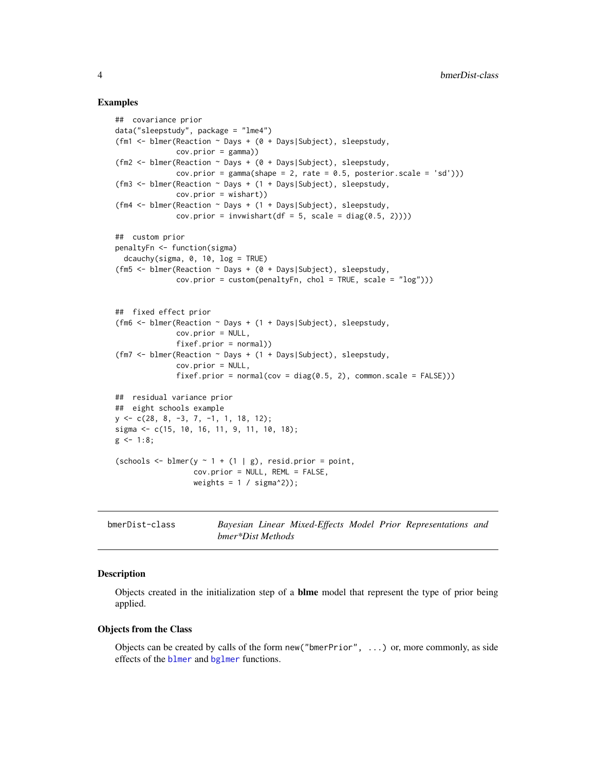### Examples

```
##  covariance prior
data("sleepstudy", package = "lme4")
(fm1 <- blmer(Reaction ~ Days + (0 + Days|Subject), sleepstudy,
              cov.prior = gamma))
(fm2 <- blmer(Reaction ~ Days + (0 + Days|Subject), sleepstudy,
              cov.prior = gamma(shape = 2, rate = 0.5, posterior.scale = 'sd')))
(fm3 <- blmer(Reaction ~ Days + (1 + Days|Subject), sleepstudy,
              cov.prior = wishart))
(fm4 <- blmer(Reaction ~ Days + (1 + Days|Subject), sleepstudy,
              cov.prior = invwishart(df = 5, scale = diag(0.5, 2))))

##  custom prior
penaltyFn <- function(sigma)
  dcauchy(sigma, 0, 10, log = TRUE)
(fm5 <- blmer(Reaction ~ Days + (0 + Days|Subject), sleepstudy,
              cov.prior = custom(penaltyFn, chol = TRUE, scale = "log")))


##  fixed effect prior
(fm6 <- blmer(Reaction ~ Days + (1 + Days|Subject), sleepstudy,
              cov.prior = NULL,
              fixef.prior = normal))
(fm7 <- blmer(Reaction ~ Days + (1 + Days|Subject), sleepstudy,
              cov.prior = NULL,
              fixef.prior = normal(cov = diag(0.5, 2), common.scale = FALSE)))

##  residual variance prior
##  eight schools example
y <- c(28, 8, -3, 7, -1, 1, 18, 12);
sigma <- c(15, 10, 16, 11, 9, 11, 10, 18);
g <- 1:8;

(schools <- blmer(y ~ 1 + (1 | g), resid.prior = point,
                  cov.prior = NULL, REML = FALSE,
                  weights = 1 / sigma^2));
```

---

## bmerDist-class — *Bayesian Linear Mixed-Effects Model Prior Representations and bmer\*Dist Methods*

### Description

Objects created in the initialization step of a **blme** model that represent the type of prior being applied.

### Objects from the Class

Objects can be created by calls of the form `new("bmerPrior", ...)` or, more commonly, as side effects of the `blmer` and `bglmer` functions.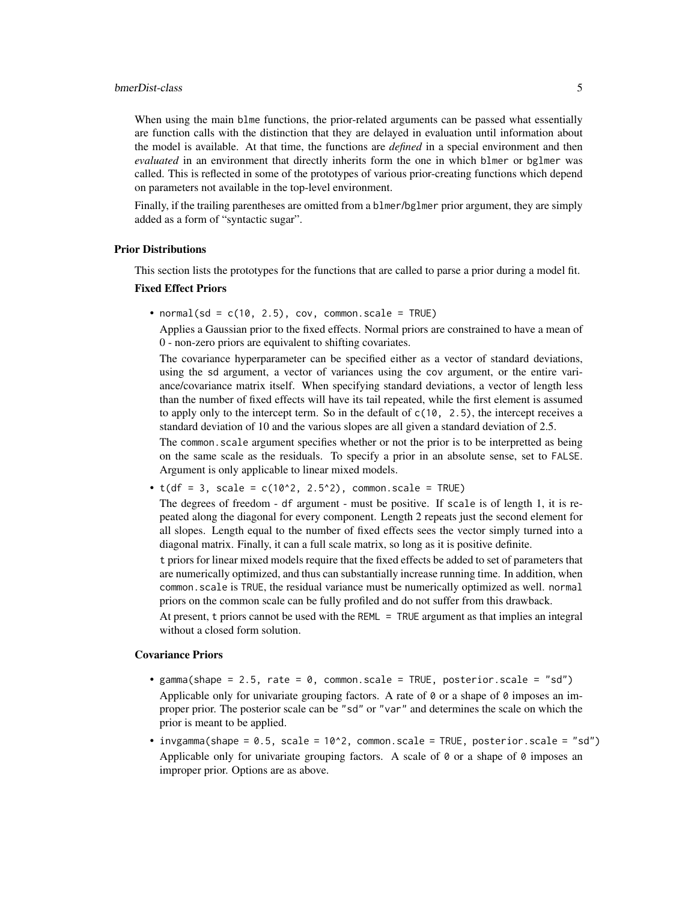When using the main blme functions, the prior-related arguments can be passed what essentially are function calls with the distinction that they are delayed in evaluation until information about the model is available. At that time, the functions are *defined* in a special environment and then *evaluated* in an environment that directly inherits form the one in which blmer or bglmer was called. This is reflected in some of the prototypes of various prior-creating functions which depend on parameters not available in the top-level environment.

Finally, if the trailing parentheses are omitted from a blmer/bglmer prior argument, they are simply added as a form of "syntactic sugar".

### Prior Distributions

This section lists the prototypes for the functions that are called to parse a prior during a model fit.

#### Fixed Effect Priors

- `normal(sd = c(10, 2.5), cov, common.scale = TRUE)`

  Applies a Gaussian prior to the fixed effects. Normal priors are constrained to have a mean of 0 - non-zero priors are equivalent to shifting covariates.

  The covariance hyperparameter can be specified either as a vector of standard deviations, using the sd argument, a vector of variances using the cov argument, or the entire variance/covariance matrix itself. When specifying standard deviations, a vector of length less than the number of fixed effects will have its tail repeated, while the first element is assumed to apply only to the intercept term. So in the default of `c(10, 2.5)`, the intercept receives a standard deviation of 10 and the various slopes are all given a standard deviation of 2.5.

  The `common.scale` argument specifies whether or not the prior is to be interpretted as being on the same scale as the residuals. To specify a prior in an absolute sense, set to `FALSE`. Argument is only applicable to linear mixed models.

- `t(df = 3, scale = c(10^2, 2.5^2), common.scale = TRUE)`

  The degrees of freedom - df argument - must be positive. If scale is of length 1, it is repeated along the diagonal for every component. Length 2 repeats just the second element for all slopes. Length equal to the number of fixed effects sees the vector simply turned into a diagonal matrix. Finally, it can a full scale matrix, so long as it is positive definite.

  t priors for linear mixed models require that the fixed effects be added to set of parameters that are numerically optimized, and thus can substantially increase running time. In addition, when `common.scale` is `TRUE`, the residual variance must be numerically optimized as well. `normal` priors on the common scale can be fully profiled and do not suffer from this drawback.

  At present, t priors cannot be used with the `REML = TRUE` argument as that implies an integral without a closed form solution.

#### Covariance Priors

- `gamma(shape = 2.5, rate = 0, common.scale = TRUE, posterior.scale = "sd")`

  Applicable only for univariate grouping factors. A rate of `0` or a shape of `0` imposes an improper prior. The posterior scale can be `"sd"` or `"var"` and determines the scale on which the prior is meant to be applied.

- `invgamma(shape = 0.5, scale = 10^2, common.scale = TRUE, posterior.scale = "sd")`

  Applicable only for univariate grouping factors. A scale of `0` or a shape of `0` imposes an improper prior. Options are as above.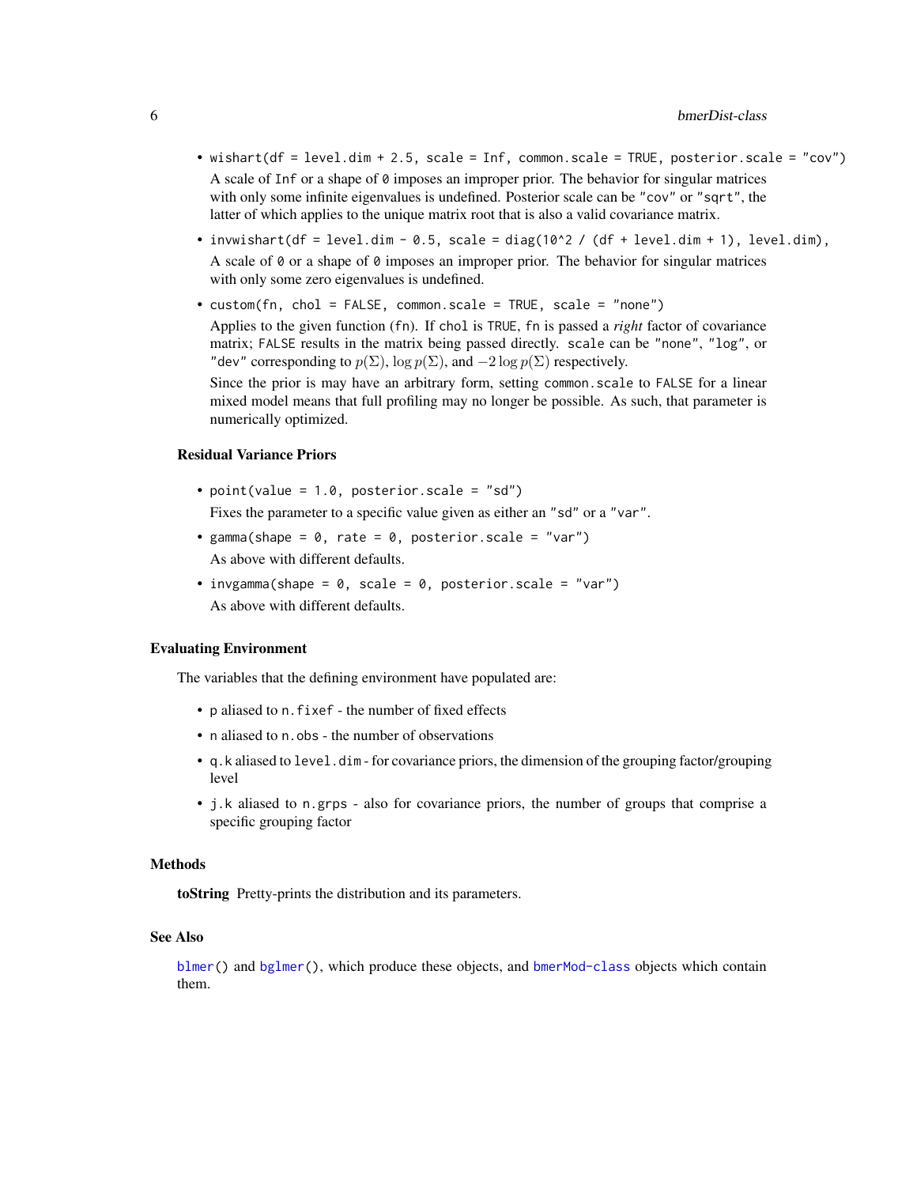- `wishart(df = level.dim + 2.5, scale = Inf, common.scale = TRUE, posterior.scale = "cov")`

  A scale of `Inf` or a shape of `0` imposes an improper prior. The behavior for singular matrices with only some infinite eigenvalues is undefined. Posterior scale can be `"cov"` or `"sqrt"`, the latter of which applies to the unique matrix root that is also a valid covariance matrix.

- `invwishart(df = level.dim - 0.5, scale = diag(10^2 / (df + level.dim + 1), level.dim),`

  A scale of `0` or a shape of `0` imposes an improper prior. The behavior for singular matrices with only some zero eigenvalues is undefined.

- `custom(fn, chol = FALSE, common.scale = TRUE, scale = "none")`

  Applies to the given function (`fn`). If `chol` is `TRUE`, `fn` is passed a *right* factor of covariance matrix; `FALSE` results in the matrix being passed directly. `scale` can be `"none"`, `"log"`, or `"dev"` corresponding to $p(\Sigma)$, $\log p(\Sigma)$, and $-2 \log p(\Sigma)$ respectively.

  Since the prior is may have an arbitrary form, setting `common.scale` to `FALSE` for a linear mixed model means that full profiling may no longer be possible. As such, that parameter is numerically optimized.

### Residual Variance Priors

- `point(value = 1.0, posterior.scale = "sd")`

  Fixes the parameter to a specific value given as either an `"sd"` or a `"var"`.

- `gamma(shape = 0, rate = 0, posterior.scale = "var")`

  As above with different defaults.

- `invgamma(shape = 0, scale = 0, posterior.scale = "var")`

  As above with different defaults.

## Evaluating Environment

The variables that the defining environment have populated are:

- `p` aliased to `n.fixef` - the number of fixed effects
- `n` aliased to `n.obs` - the number of observations
- `q.k` aliased to `level.dim` - for covariance priors, the dimension of the grouping factor/grouping level
- `j.k` aliased to `n.grps` - also for covariance priors, the number of groups that comprise a specific grouping factor

## Methods

**toString** Pretty-prints the distribution and its parameters.

## See Also

`blmer()` and `bglmer()`, which produce these objects, and `bmerMod-class` objects which contain them.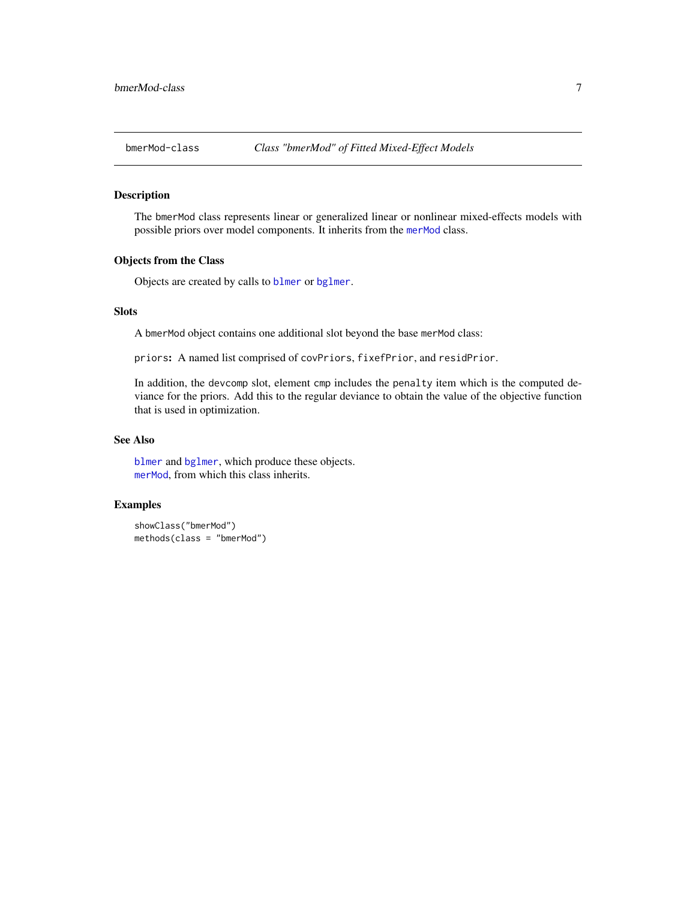bmerMod-class    *Class "bmerMod" of Fitted Mixed-Effect Models*

## Description

The `bmerMod` class represents linear or generalized linear or nonlinear mixed-effects models with possible priors over model components. It inherits from the `merMod` class.

## Objects from the Class

Objects are created by calls to `blmer` or `bglmer`.

## Slots

A `bmerMod` object contains one additional slot beyond the base `merMod` class:

**`priors`:** A named list comprised of `covPriors`, `fixefPrior`, and `residPrior`.

In addition, the `devcomp` slot, element `cmp` includes the `penalty` item which is the computed deviance for the priors. Add this to the regular deviance to obtain the value of the objective function that is used in optimization.

## See Also

`blmer` and `bglmer`, which produce these objects.
`merMod`, from which this class inherits.

## Examples

```
showClass("bmerMod")
methods(class = "bmerMod")
```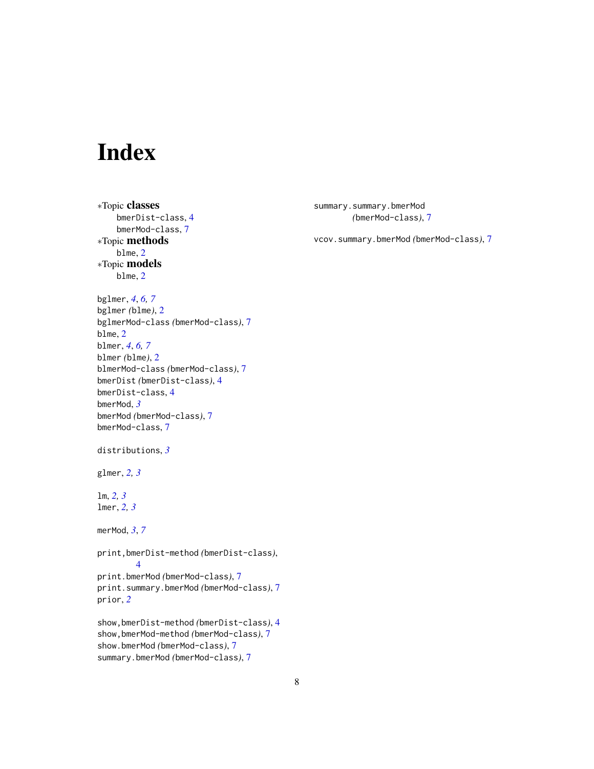# Index

∗Topic **classes**
- bmerDist-class, 4
- bmerMod-class, 7

∗Topic **methods**
- blme, 2

∗Topic **models**
- blme, 2

bglmer, *4*, *6, 7*
bglmer *(*blme*)*, 2
bglmerMod-class *(*bmerMod-class*)*, 7
blme, 2
blmer, *4*, *6, 7*
blmer *(*blme*)*, 2
blmerMod-class *(*bmerMod-class*)*, 7
bmerDist *(*bmerDist-class*)*, 4
bmerDist-class, 4
bmerMod, *3*
bmerMod *(*bmerMod-class*)*, 7
bmerMod-class, 7

distributions, *3*

glmer, *2, 3*

lm, *2, 3*
lmer, *2, 3*

merMod, *3*, *7*

print,bmerDist-method *(*bmerDist-class*)*, 4
print.bmerMod *(*bmerMod-class*)*, 7
print.summary.bmerMod *(*bmerMod-class*)*, 7
prior, *2*

show,bmerDist-method *(*bmerDist-class*)*, 4
show,bmerMod-method *(*bmerMod-class*)*, 7
show.bmerMod *(*bmerMod-class*)*, 7
summary.bmerMod *(*bmerMod-class*)*, 7
summary.summary.bmerMod *(*bmerMod-class*)*, 7

vcov.summary.bmerMod *(*bmerMod-class*)*, 7